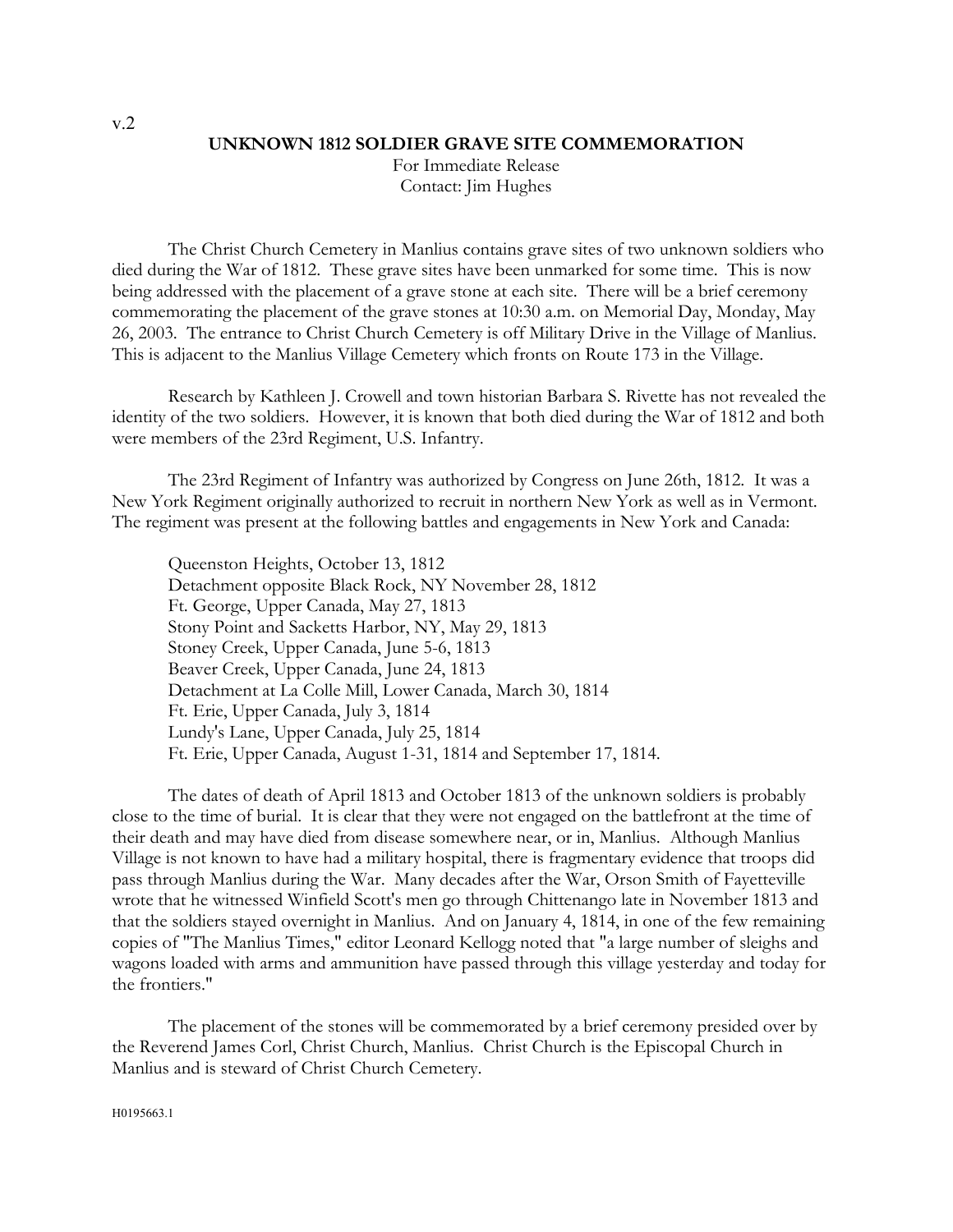v.2

# UNKNOWN 1812 SOLDIER GRAVE SITE COMMEMORATION

For Immediate Release
Contact: Jim Hughes

The Christ Church Cemetery in Manlius contains grave sites of two unknown soldiers who died during the War of 1812. These grave sites have been unmarked for some time. This is now being addressed with the placement of a grave stone at each site. There will be a brief ceremony commemorating the placement of the grave stones at 10:30 a.m. on Memorial Day, Monday, May 26, 2003. The entrance to Christ Church Cemetery is off Military Drive in the Village of Manlius. This is adjacent to the Manlius Village Cemetery which fronts on Route 173 in the Village.

Research by Kathleen J. Crowell and town historian Barbara S. Rivette has not revealed the identity of the two soldiers. However, it is known that both died during the War of 1812 and both were members of the 23rd Regiment, U.S. Infantry.

The 23rd Regiment of Infantry was authorized by Congress on June 26th, 1812. It was a New York Regiment originally authorized to recruit in northern New York as well as in Vermont. The regiment was present at the following battles and engagements in New York and Canada:

Queenston Heights, October 13, 1812
Detachment opposite Black Rock, NY November 28, 1812
Ft. George, Upper Canada, May 27, 1813
Stony Point and Sacketts Harbor, NY, May 29, 1813
Stoney Creek, Upper Canada, June 5-6, 1813
Beaver Creek, Upper Canada, June 24, 1813
Detachment at La Colle Mill, Lower Canada, March 30, 1814
Ft. Erie, Upper Canada, July 3, 1814
Lundy's Lane, Upper Canada, July 25, 1814
Ft. Erie, Upper Canada, August 1-31, 1814 and September 17, 1814.

The dates of death of April 1813 and October 1813 of the unknown soldiers is probably close to the time of burial. It is clear that they were not engaged on the battlefront at the time of their death and may have died from disease somewhere near, or in, Manlius. Although Manlius Village is not known to have had a military hospital, there is fragmentary evidence that troops did pass through Manlius during the War. Many decades after the War, Orson Smith of Fayetteville wrote that he witnessed Winfield Scott's men go through Chittenango late in November 1813 and that the soldiers stayed overnight in Manlius. And on January 4, 1814, in one of the few remaining copies of "The Manlius Times," editor Leonard Kellogg noted that "a large number of sleighs and wagons loaded with arms and ammunition have passed through this village yesterday and today for the frontiers."

The placement of the stones will be commemorated by a brief ceremony presided over by the Reverend James Corl, Christ Church, Manlius. Christ Church is the Episcopal Church in Manlius and is steward of Christ Church Cemetery.

H0195663.1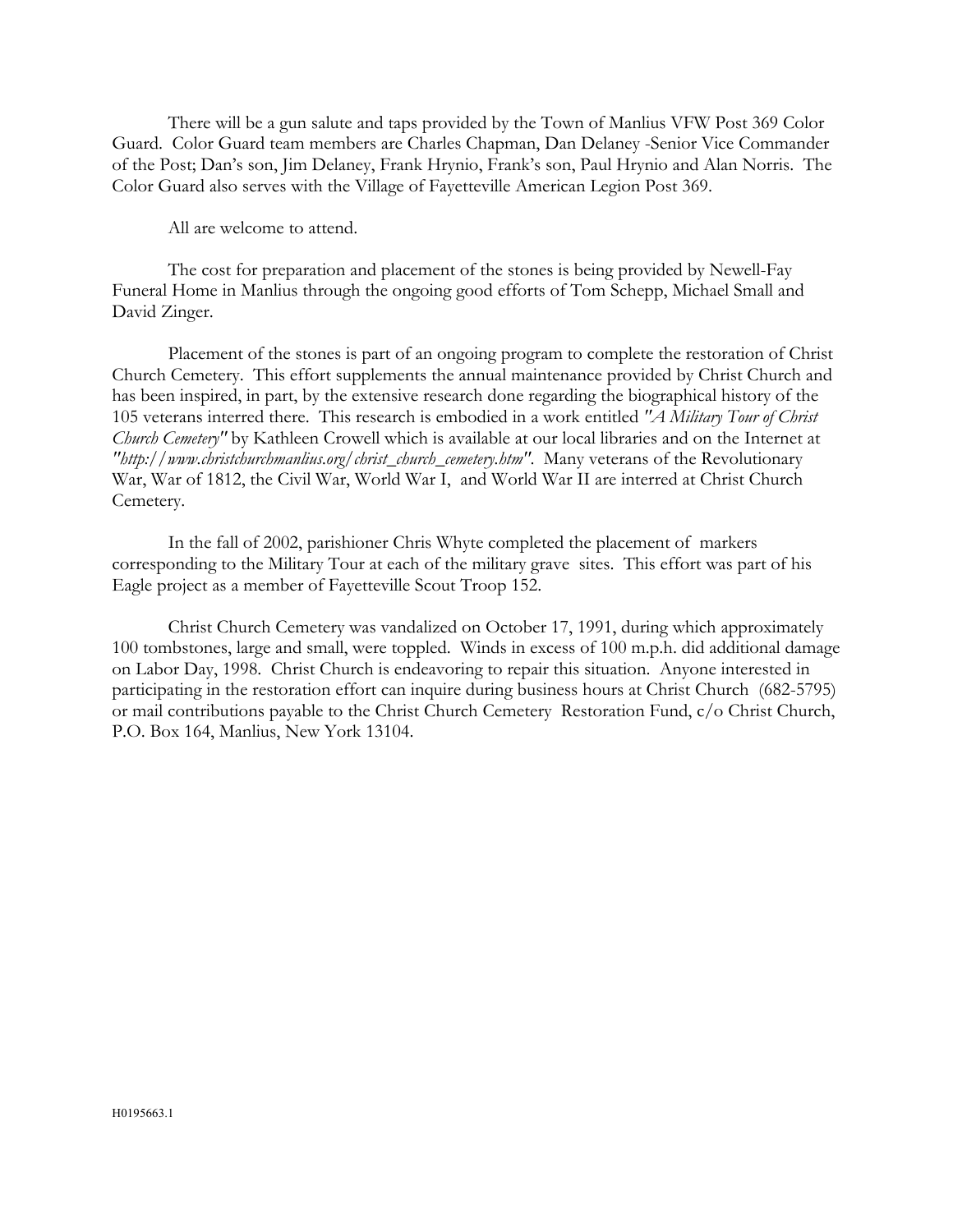There will be a gun salute and taps provided by the Town of Manlius VFW Post 369 Color Guard. Color Guard team members are Charles Chapman, Dan Delaney -Senior Vice Commander of the Post; Dan's son, Jim Delaney, Frank Hrynio, Frank's son, Paul Hrynio and Alan Norris. The Color Guard also serves with the Village of Fayetteville American Legion Post 369.

All are welcome to attend.

The cost for preparation and placement of the stones is being provided by Newell-Fay Funeral Home in Manlius through the ongoing good efforts of Tom Schepp, Michael Small and David Zinger.

Placement of the stones is part of an ongoing program to complete the restoration of Christ Church Cemetery. This effort supplements the annual maintenance provided by Christ Church and has been inspired, in part, by the extensive research done regarding the biographical history of the 105 veterans interred there. This research is embodied in a work entitled *"A Military Tour of Christ Church Cemetery"* by Kathleen Crowell which is available at our local libraries and on the Internet at *"http://www.christchurchmanlius.org/christ_church_cemetery.htm"*. Many veterans of the Revolutionary War, War of 1812, the Civil War, World War I, and World War II are interred at Christ Church Cemetery.

In the fall of 2002, parishioner Chris Whyte completed the placement of markers corresponding to the Military Tour at each of the military grave sites. This effort was part of his Eagle project as a member of Fayetteville Scout Troop 152.

Christ Church Cemetery was vandalized on October 17, 1991, during which approximately 100 tombstones, large and small, were toppled. Winds in excess of 100 m.p.h. did additional damage on Labor Day, 1998. Christ Church is endeavoring to repair this situation. Anyone interested in participating in the restoration effort can inquire during business hours at Christ Church (682-5795) or mail contributions payable to the Christ Church Cemetery Restoration Fund, c/o Christ Church, P.O. Box 164, Manlius, New York 13104.

H0195663.1